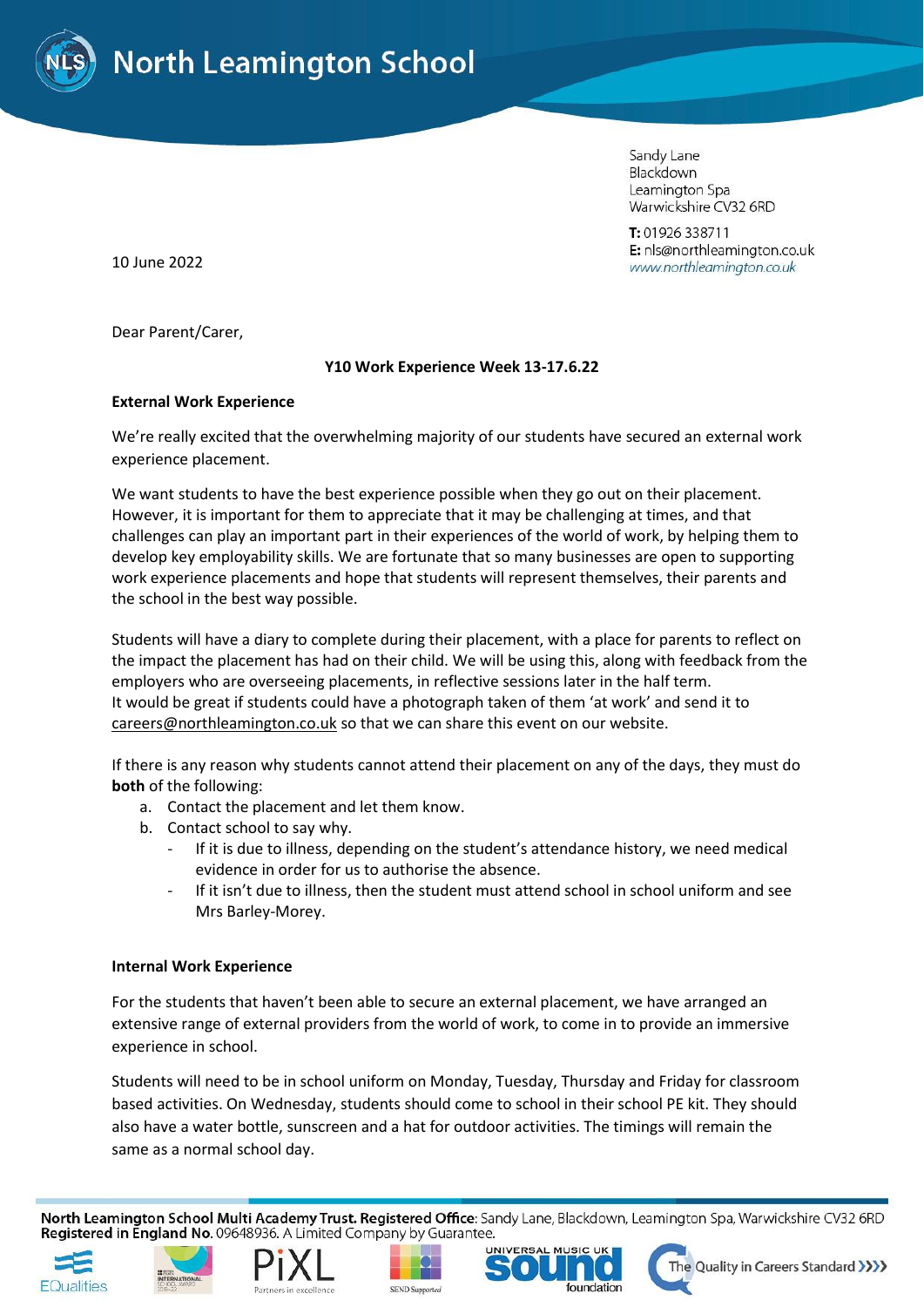# North Leamington School

Sandy Lane
Blackdown
Leamington Spa
Warwickshire CV32 6RD

**T:** 01926 338711
**E:** nls@northleamington.co.uk
www.northleamington.co.uk

10 June 2022

Dear Parent/Carer,

**Y10 Work Experience Week 13-17.6.22**

**External Work Experience**

We're really excited that the overwhelming majority of our students have secured an external work experience placement.

We want students to have the best experience possible when they go out on their placement. However, it is important for them to appreciate that it may be challenging at times, and that challenges can play an important part in their experiences of the world of work, by helping them to develop key employability skills. We are fortunate that so many businesses are open to supporting work experience placements and hope that students will represent themselves, their parents and the school in the best way possible.

Students will have a diary to complete during their placement, with a place for parents to reflect on the impact the placement has had on their child. We will be using this, along with feedback from the employers who are overseeing placements, in reflective sessions later in the half term.
It would be great if students could have a photograph taken of them 'at work' and send it to careers@northleamington.co.uk so that we can share this event on our website.

If there is any reason why students cannot attend their placement on any of the days, they must do **both** of the following:

a. Contact the placement and let them know.
b. Contact school to say why.
   - If it is due to illness, depending on the student's attendance history, we need medical evidence in order for us to authorise the absence.
   - If it isn't due to illness, then the student must attend school in school uniform and see Mrs Barley-Morey.

**Internal Work Experience**

For the students that haven't been able to secure an external placement, we have arranged an extensive range of external providers from the world of work, to come in to provide an immersive experience in school.

Students will need to be in school uniform on Monday, Tuesday, Thursday and Friday for classroom based activities. On Wednesday, students should come to school in their school PE kit. They should also have a water bottle, sunscreen and a hat for outdoor activities. The timings will remain the same as a normal school day.

**North Leamington School Multi Academy Trust. Registered Office**: Sandy Lane, Blackdown, Leamington Spa, Warwickshire CV32 6RD
**Registered in England No.** 09648936. A Limited Company by Guarantee.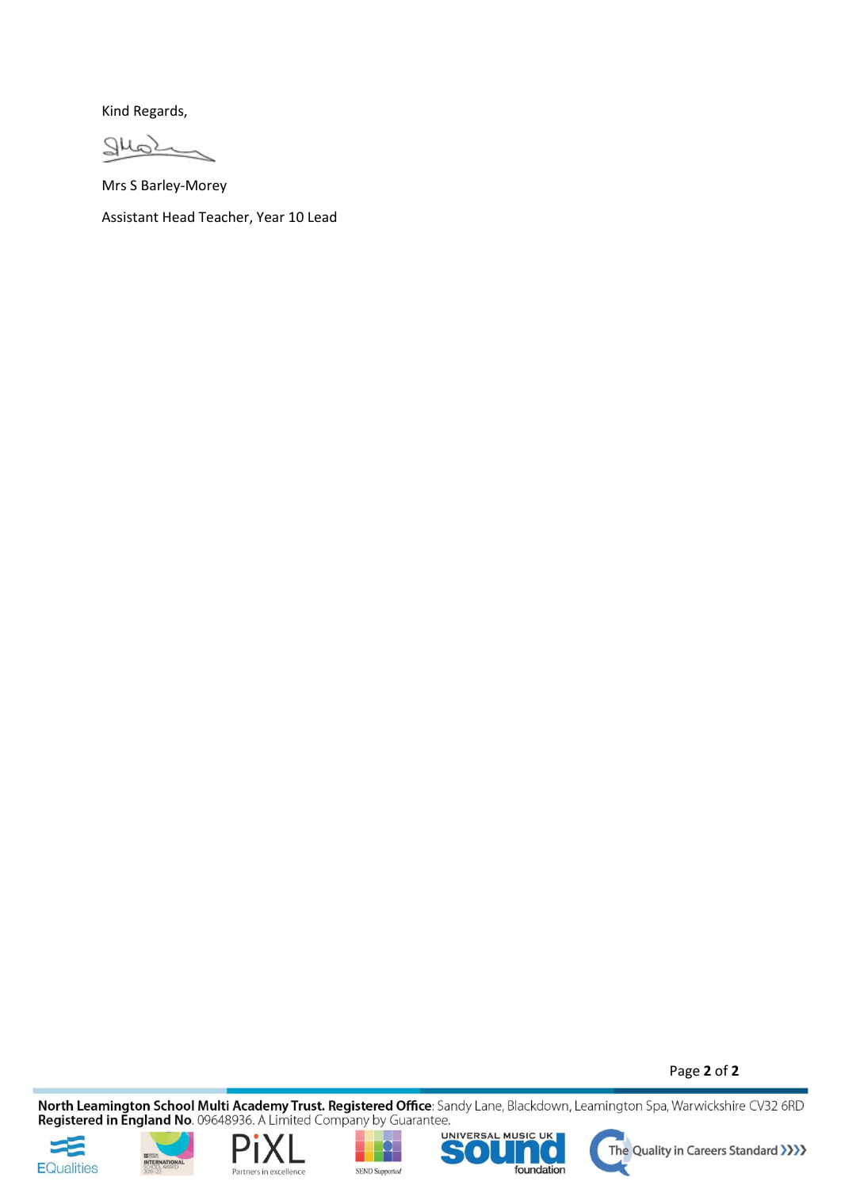Kind Regards,

Mrs S Barley-Morey

Assistant Head Teacher, Year 10 Lead